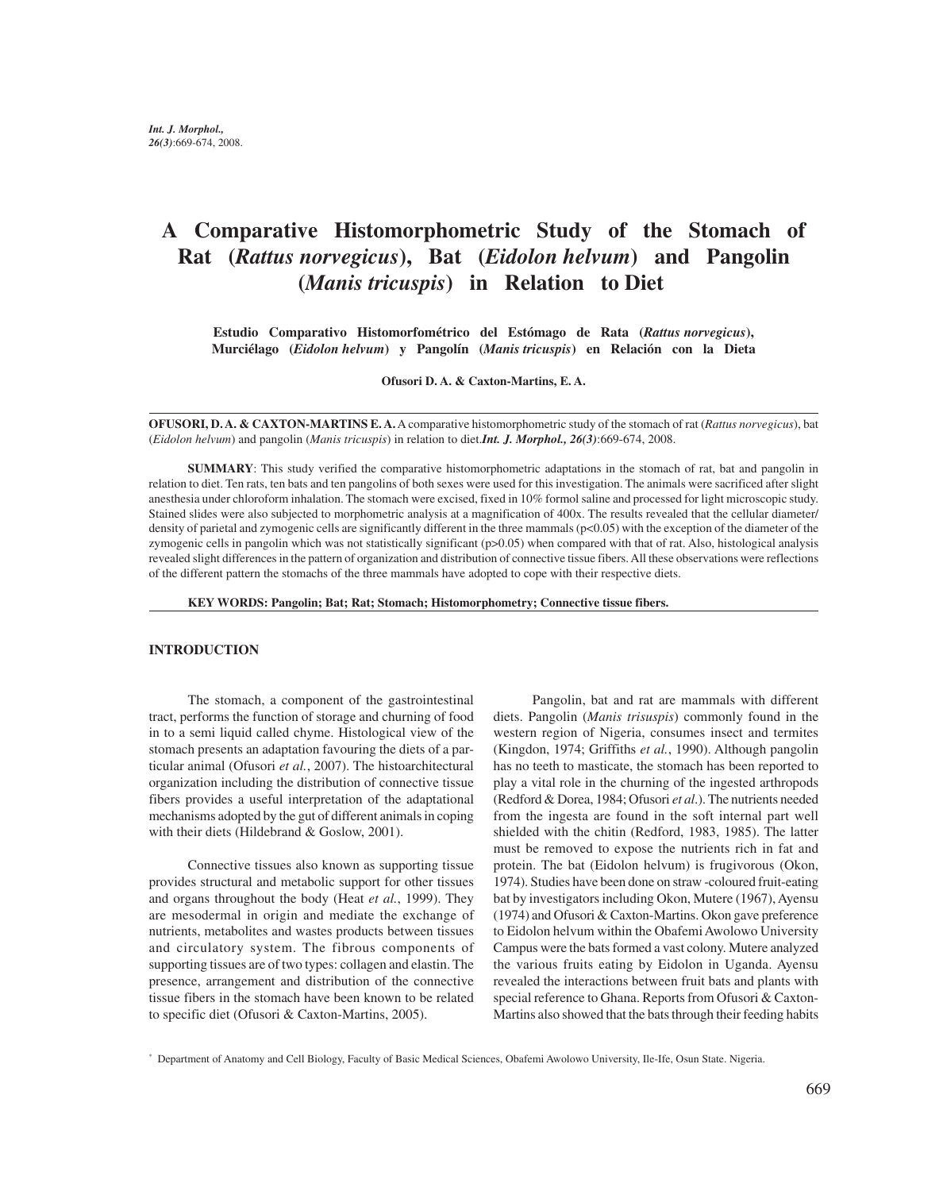# A Comparative Histomorphometric Study of the Stomach of Rat (*Rattus norvegicus*), Bat (*Eidolon helvum*) and Pangolin (*Manis tricuspis*) in Relation to Diet

**Estudio Comparativo Histomorfométrico del Estómago de Rata (*Rattus norvegicus*), Murciélago (*Eidolon helvum*) y Pangolín (*Manis tricuspis*) en Relación con la Dieta**

**Ofusori D. A. & Caxton-Martins, E. A.**

**OFUSORI, D. A. & CAXTON-MARTINS E. A.** A comparative histomorphometric study of the stomach of rat (*Rattus norvegicus*), bat (*Eidolon helvum*) and pangolin (*Manis tricuspis*) in relation to diet.***Int. J. Morphol., 26(3)***:669-674, 2008.

**SUMMARY**: This study verified the comparative histomorphometric adaptations in the stomach of rat, bat and pangolin in relation to diet. Ten rats, ten bats and ten pangolins of both sexes were used for this investigation. The animals were sacrificed after slight anesthesia under chloroform inhalation. The stomach were excised, fixed in 10% formol saline and processed for light microscopic study. Stained slides were also subjected to morphometric analysis at a magnification of 400x. The results revealed that the cellular diameter/density of parietal and zymogenic cells are significantly different in the three mammals ($p<0.05$) with the exception of the diameter of the zymogenic cells in pangolin which was not statistically significant ($p>0.05$) when compared with that of rat. Also, histological analysis revealed slight differences in the pattern of organization and distribution of connective tissue fibers. All these observations were reflections of the different pattern the stomachs of the three mammals have adopted to cope with their respective diets.

**KEY WORDS: Pangolin; Bat; Rat; Stomach; Histomorphometry; Connective tissue fibers.**

## INTRODUCTION

The stomach, a component of the gastrointestinal tract, performs the function of storage and churning of food in to a semi liquid called chyme. Histological view of the stomach presents an adaptation favouring the diets of a particular animal (Ofusori *et al.*, 2007). The histoarchitectural organization including the distribution of connective tissue fibers provides a useful interpretation of the adaptational mechanisms adopted by the gut of different animals in coping with their diets (Hildebrand & Goslow, 2001).

Connective tissues also known as supporting tissue provides structural and metabolic support for other tissues and organs throughout the body (Heat *et al.*, 1999). They are mesodermal in origin and mediate the exchange of nutrients, metabolites and wastes products between tissues and circulatory system. The fibrous components of supporting tissues are of two types: collagen and elastin. The presence, arrangement and distribution of the connective tissue fibers in the stomach have been known to be related to specific diet (Ofusori & Caxton-Martins, 2005).

Pangolin, bat and rat are mammals with different diets. Pangolin (*Manis trisuspis*) commonly found in the western region of Nigeria, consumes insect and termites (Kingdon, 1974; Griffiths *et al.*, 1990). Although pangolin has no teeth to masticate, the stomach has been reported to play a vital role in the churning of the ingested arthropods (Redford & Dorea, 1984; Ofusori *et al*.). The nutrients needed from the ingesta are found in the soft internal part well shielded with the chitin (Redford, 1983, 1985). The latter must be removed to expose the nutrients rich in fat and protein. The bat (Eidolon helvum) is frugivorous (Okon, 1974). Studies have been done on straw -coloured fruit-eating bat by investigators including Okon, Mutere (1967), Ayensu (1974) and Ofusori & Caxton-Martins. Okon gave preference to Eidolon helvum within the Obafemi Awolowo University Campus were the bats formed a vast colony. Mutere analyzed the various fruits eating by Eidolon in Uganda. Ayensu revealed the interactions between fruit bats and plants with special reference to Ghana. Reports from Ofusori & Caxton-Martins also showed that the bats through their feeding habits

* Department of Anatomy and Cell Biology, Faculty of Basic Medical Sciences, Obafemi Awolowo University, Ile-Ife, Osun State. Nigeria.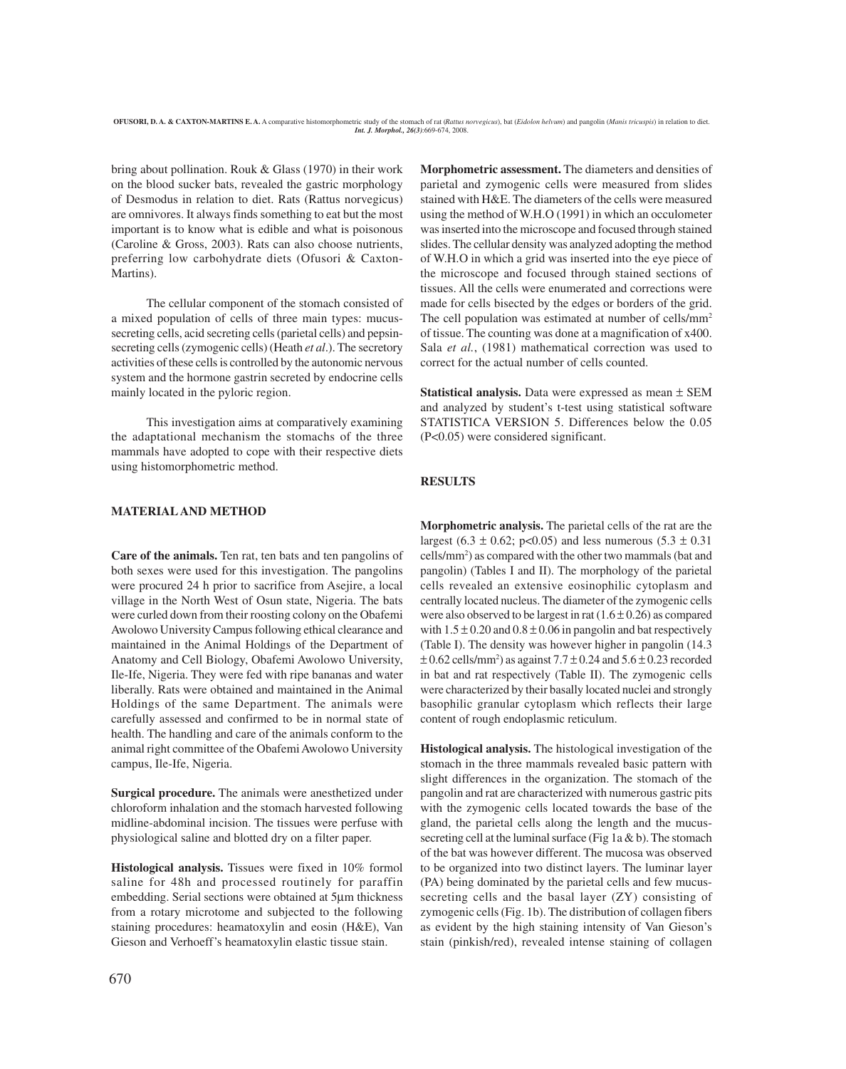bring about pollination. Rouk & Glass (1970) in their work on the blood sucker bats, revealed the gastric morphology of Desmodus in relation to diet. Rats (Rattus norvegicus) are omnivores. It always finds something to eat but the most important is to know what is edible and what is poisonous (Caroline & Gross, 2003). Rats can also choose nutrients, preferring low carbohydrate diets (Ofusori & Caxton-Martins).

The cellular component of the stomach consisted of a mixed population of cells of three main types: mucus-secreting cells, acid secreting cells (parietal cells) and pepsin-secreting cells (zymogenic cells) (Heath *et al*.). The secretory activities of these cells is controlled by the autonomic nervous system and the hormone gastrin secreted by endocrine cells mainly located in the pyloric region.

This investigation aims at comparatively examining the adaptational mechanism the stomachs of the three mammals have adopted to cope with their respective diets using histomorphometric method.

## MATERIAL AND METHOD

**Care of the animals.** Ten rat, ten bats and ten pangolins of both sexes were used for this investigation. The pangolins were procured 24 h prior to sacrifice from Asejire, a local village in the North West of Osun state, Nigeria. The bats were curled down from their roosting colony on the Obafemi Awolowo University Campus following ethical clearance and maintained in the Animal Holdings of the Department of Anatomy and Cell Biology, Obafemi Awolowo University, Ile-Ife, Nigeria. They were fed with ripe bananas and water liberally. Rats were obtained and maintained in the Animal Holdings of the same Department. The animals were carefully assessed and confirmed to be in normal state of health. The handling and care of the animals conform to the animal right committee of the Obafemi Awolowo University campus, Ile-Ife, Nigeria.

**Surgical procedure.** The animals were anesthetized under chloroform inhalation and the stomach harvested following midline-abdominal incision. The tissues were perfuse with physiological saline and blotted dry on a filter paper.

**Histological analysis.** Tissues were fixed in 10% formol saline for 48h and processed routinely for paraffin embedding. Serial sections were obtained at 5µm thickness from a rotary microtome and subjected to the following staining procedures: heamatoxylin and eosin (H&E), Van Gieson and Verhoeff's heamatoxylin elastic tissue stain.

**Morphometric assessment.** The diameters and densities of parietal and zymogenic cells were measured from slides stained with H&E. The diameters of the cells were measured using the method of W.H.O (1991) in which an occulometer was inserted into the microscope and focused through stained slides. The cellular density was analyzed adopting the method of W.H.O in which a grid was inserted into the eye piece of the microscope and focused through stained sections of tissues. All the cells were enumerated and corrections were made for cells bisected by the edges or borders of the grid. The cell population was estimated at number of cells/mm$^2$ of tissue. The counting was done at a magnification of x400. Sala *et al.*, (1981) mathematical correction was used to correct for the actual number of cells counted.

**Statistical analysis.** Data were expressed as mean ± SEM and analyzed by student's t-test using statistical software STATISTICA VERSION 5. Differences below the 0.05 ($P<0.05$) were considered significant.

## RESULTS

**Morphometric analysis.** The parietal cells of the rat are the largest ($6.3 \pm 0.62$; $p<0.05$) and less numerous ($5.3 \pm 0.31$ cells/mm$^2$) as compared with the other two mammals (bat and pangolin) (Tables I and II). The morphology of the parietal cells revealed an extensive eosinophilic cytoplasm and centrally located nucleus. The diameter of the zymogenic cells were also observed to be largest in rat ($1.6 \pm 0.26$) as compared with $1.5 \pm 0.20$ and $0.8 \pm 0.06$ in pangolin and bat respectively (Table I). The density was however higher in pangolin ($14.3 \pm 0.62$ cells/mm$^2$) as against $7.7 \pm 0.24$ and $5.6 \pm 0.23$ recorded in bat and rat respectively (Table II). The zymogenic cells were characterized by their basally located nuclei and strongly basophilic granular cytoplasm which reflects their large content of rough endoplasmic reticulum.

**Histological analysis.** The histological investigation of the stomach in the three mammals revealed basic pattern with slight differences in the organization. The stomach of the pangolin and rat are characterized with numerous gastric pits with the zymogenic cells located towards the base of the gland, the parietal cells along the length and the mucus-secreting cell at the luminal surface (Fig 1a & b). The stomach of the bat was however different. The mucosa was observed to be organized into two distinct layers. The luminar layer (PA) being dominated by the parietal cells and few mucus-secreting cells and the basal layer (ZY) consisting of zymogenic cells (Fig. 1b). The distribution of collagen fibers as evident by the high staining intensity of Van Gieson's stain (pinkish/red), revealed intense staining of collagen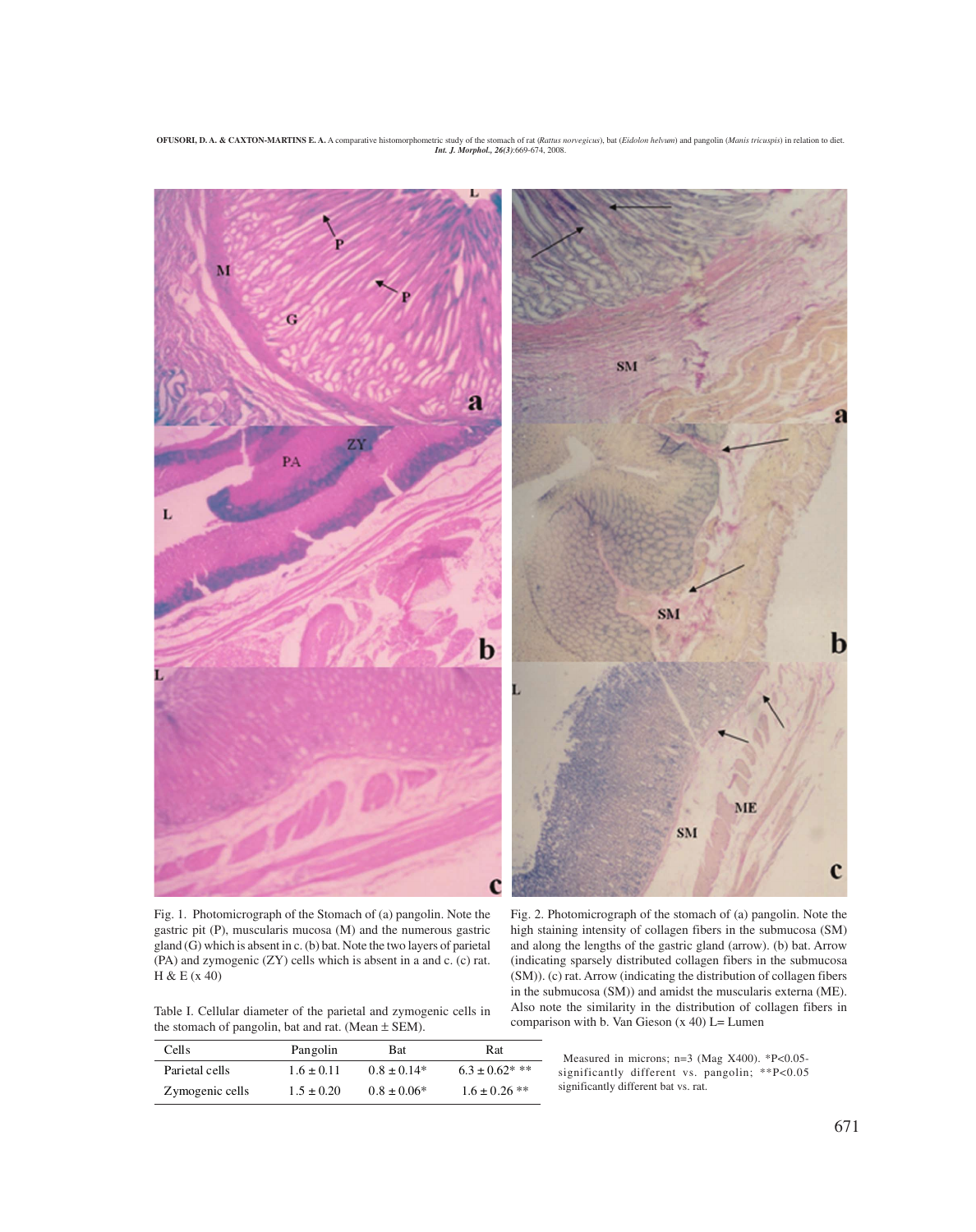Fig. 1. Photomicrograph of the Stomach of (a) pangolin. Note the gastric pit (P), muscularis mucosa (M) and the numerous gastric gland (G) which is absent in c. (b) bat. Note the two layers of parietal (PA) and zymogenic (ZY) cells which is absent in a and c. (c) rat. H & E (x 40)

Fig. 2. Photomicrograph of the stomach of (a) pangolin. Note the high staining intensity of collagen fibers in the submucosa (SM) and along the lengths of the gastric gland (arrow). (b) bat. Arrow (indicating sparsely distributed collagen fibers in the submucosa (SM)). (c) rat. Arrow (indicating the distribution of collagen fibers in the submucosa (SM)) and amidst the muscularis externa (ME). Also note the similarity in the distribution of collagen fibers in comparison with b. Van Gieson (x 40) L= Lumen

Table I. Cellular diameter of the parietal and zymogenic cells in the stomach of pangolin, bat and rat. (Mean ± SEM).

| Cells | Pangolin | Bat | Rat |
|---|---|---|---|
| Parietal cells | 1.6 ± 0.11 | 0.8 ± 0.14* | 6.3 ± 0.62* ** |
| Zymogenic cells | 1.5 ± 0.20 | 0.8 ± 0.06* | 1.6 ± 0.26 ** |

Measured in microns; n=3 (Mag X400). *P<0.05-significantly different vs. pangolin; **P<0.05 significantly different bat vs. rat.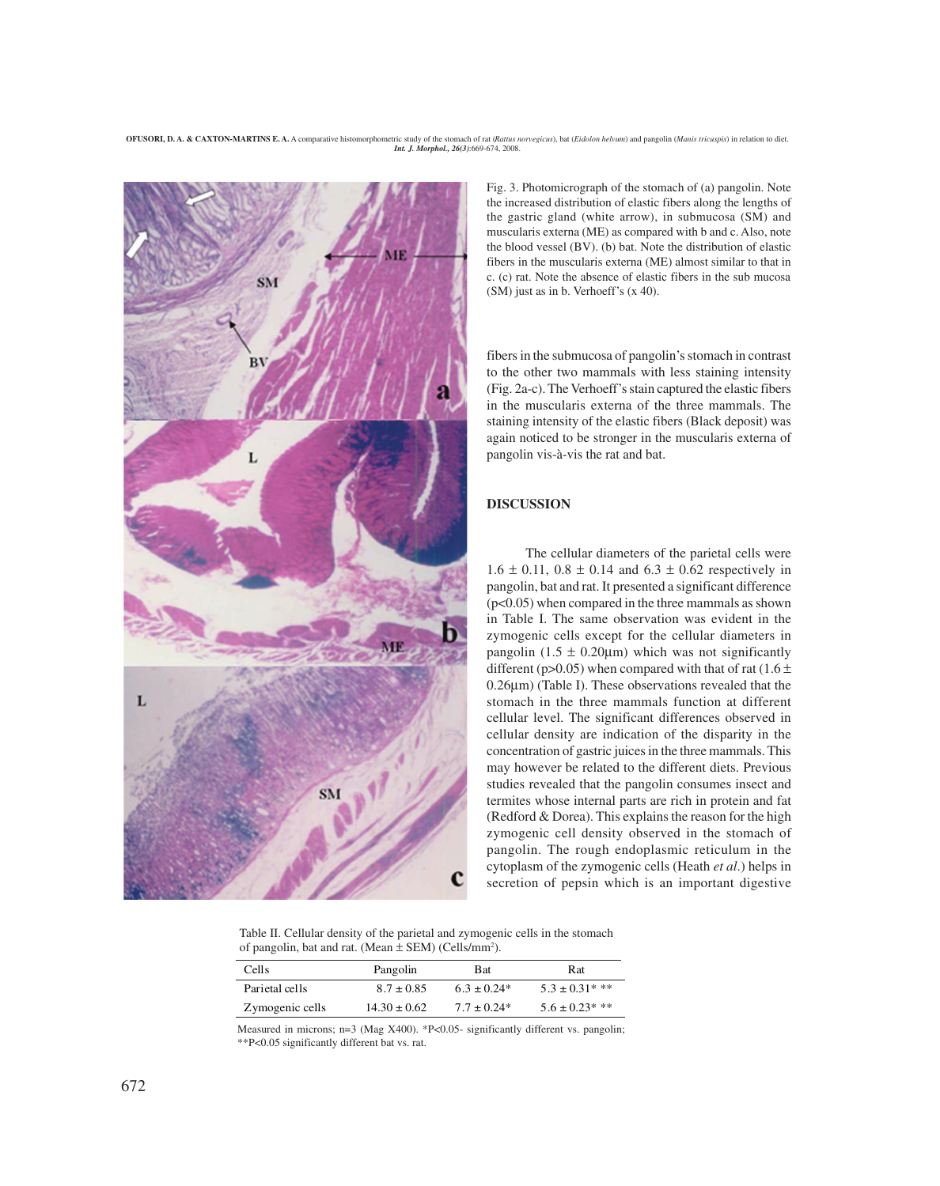Fig. 3. Photomicrograph of the stomach of (a) pangolin. Note the increased distribution of elastic fibers along the lengths of the gastric gland (white arrow), in submucosa (SM) and muscularis externa (ME) as compared with b and c. Also, note the blood vessel (BV). (b) bat. Note the distribution of elastic fibers in the muscularis externa (ME) almost similar to that in c. (c) rat. Note the absence of elastic fibers in the sub mucosa (SM) just as in b. Verhoeff's (x 40).

fibers in the submucosa of pangolin's stomach in contrast to the other two mammals with less staining intensity (Fig. 2a-c). The Verhoeff's stain captured the elastic fibers in the muscularis externa of the three mammals. The staining intensity of the elastic fibers (Black deposit) was again noticed to be stronger in the muscularis externa of pangolin vis-à-vis the rat and bat.

## DISCUSSION

The cellular diameters of the parietal cells were 1.6 ± 0.11, 0.8 ± 0.14 and 6.3 ± 0.62 respectively in pangolin, bat and rat. It presented a significant difference ($p<0.05$) when compared in the three mammals as shown in Table I. The same observation was evident in the zymogenic cells except for the cellular diameters in pangolin (1.5 ± 0.20µm) which was not significantly different ($p>0.05$) when compared with that of rat (1.6 ± 0.26µm) (Table I). These observations revealed that the stomach in the three mammals function at different cellular level. The significant differences observed in cellular density are indication of the disparity in the concentration of gastric juices in the three mammals. This may however be related to the different diets. Previous studies revealed that the pangolin consumes insect and termites whose internal parts are rich in protein and fat (Redford & Dorea). This explains the reason for the high zymogenic cell density observed in the stomach of pangolin. The rough endoplasmic reticulum in the cytoplasm of the zymogenic cells (Heath *et al.*) helps in secretion of pepsin which is an important digestive

Table II. Cellular density of the parietal and zymogenic cells in the stomach of pangolin, bat and rat. (Mean ± SEM) (Cells/mm$^2$).

| Cells | Pangolin | Bat | Rat |
|---|---|---|---|
| Parietal cells | 8.7 ± 0.85 | 6.3 ± 0.24* | 5.3 ± 0.31* ** |
| Zymogenic cells | 14.30 ± 0.62 | 7.7 ± 0.24* | 5.6 ± 0.23* ** |

Measured in microns; n=3 (Mag X400). *P<0.05- significantly different vs. pangolin; **P<0.05 significantly different bat vs. rat.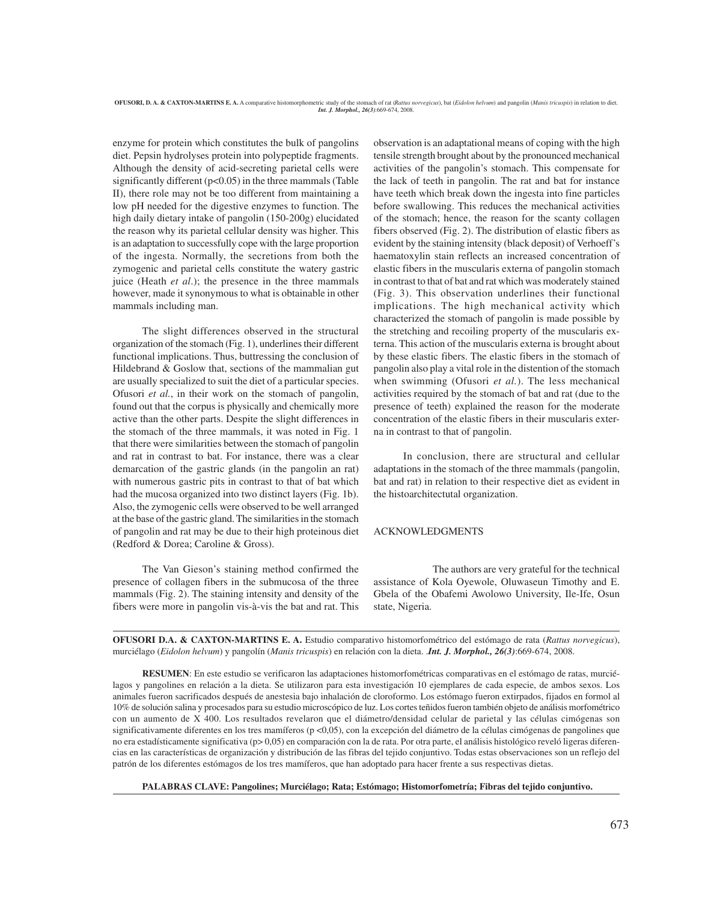enzyme for protein which constitutes the bulk of pangolins diet. Pepsin hydrolyses protein into polypeptide fragments. Although the density of acid-secreting parietal cells were significantly different ($p<0.05$) in the three mammals (Table II), there role may not be too different from maintaining a low pH needed for the digestive enzymes to function. The high daily dietary intake of pangolin (150-200g) elucidated the reason why its parietal cellular density was higher. This is an adaptation to successfully cope with the large proportion of the ingesta. Normally, the secretions from both the zymogenic and parietal cells constitute the watery gastric juice (Heath *et al*.); the presence in the three mammals however, made it synonymous to what is obtainable in other mammals including man.

The slight differences observed in the structural organization of the stomach (Fig. 1), underlines their different functional implications. Thus, buttressing the conclusion of Hildebrand & Goslow that, sections of the mammalian gut are usually specialized to suit the diet of a particular species. Ofusori *et al.*, in their work on the stomach of pangolin, found out that the corpus is physically and chemically more active than the other parts. Despite the slight differences in the stomach of the three mammals, it was noted in Fig. 1 that there were similarities between the stomach of pangolin and rat in contrast to bat. For instance, there was a clear demarcation of the gastric glands (in the pangolin an rat) with numerous gastric pits in contrast to that of bat which had the mucosa organized into two distinct layers (Fig. 1b). Also, the zymogenic cells were observed to be well arranged at the base of the gastric gland. The similarities in the stomach of pangolin and rat may be due to their high proteinous diet (Redford & Dorea; Caroline & Gross).

The Van Gieson's staining method confirmed the presence of collagen fibers in the submucosa of the three mammals (Fig. 2). The staining intensity and density of the fibers were more in pangolin vis-à-vis the bat and rat. This observation is an adaptational means of coping with the high tensile strength brought about by the pronounced mechanical activities of the pangolin's stomach. This compensate for the lack of teeth in pangolin. The rat and bat for instance have teeth which break down the ingesta into fine particles before swallowing. This reduces the mechanical activities of the stomach; hence, the reason for the scanty collagen fibers observed (Fig. 2). The distribution of elastic fibers as evident by the staining intensity (black deposit) of Verhoeff's haematoxylin stain reflects an increased concentration of elastic fibers in the muscularis externa of pangolin stomach in contrast to that of bat and rat which was moderately stained (Fig. 3). This observation underlines their functional implications. The high mechanical activity which characterized the stomach of pangolin is made possible by the stretching and recoiling property of the muscularis externa. This action of the muscularis externa is brought about by these elastic fibers. The elastic fibers in the stomach of pangolin also play a vital role in the distention of the stomach when swimming (Ofusori *et al.*). The less mechanical activities required by the stomach of bat and rat (due to the presence of teeth) explained the reason for the moderate concentration of the elastic fibers in their muscularis externa in contrast to that of pangolin.

In conclusion, there are structural and cellular adaptations in the stomach of the three mammals (pangolin, bat and rat) in relation to their respective diet as evident in the histoarchitectutal organization.

## ACKNOWLEDGMENTS

The authors are very grateful for the technical assistance of Kola Oyewole, Oluwaseun Timothy and E. Gbela of the Obafemi Awolowo University, Ile-Ife, Osun state, Nigeria.

---

**OFUSORI D.A. & CAXTON-MARTINS E. A.** Estudio comparativo histomorfométrico del estómago de rata (*Rattus norvegicus*), murciélago (*Eidolon helvum*) y pangolín (*Manis tricuspis*) en relación con la dieta. *Int. J. Morphol., 26(3)*:669-674, 2008.

**RESUMEN**: En este estudio se verificaron las adaptaciones histomorfométricas comparativas en el estómago de ratas, murciélagos y pangolines en relación a la dieta. Se utilizaron para esta investigación 10 ejemplares de cada especie, de ambos sexos. Los animales fueron sacrificados después de anestesia bajo inhalación de cloroformo. Los estómago fueron extirpados, fijados en formol al 10% de solución salina y procesados para su estudio microscópico de luz. Los cortes teñidos fueron también objeto de análisis morfométrico con un aumento de X 400. Los resultados revelaron que el diámetro/densidad celular de parietal y las células cimógenas son significativamente diferentes en los tres mamíferos ($p <0,05$), con la excepción del diámetro de la células cimógenas de pangolines que no era estadísticamente significativa ($p> 0,05$) en comparación con la de rata. Por otra parte, el análisis histológico reveló ligeras diferencias en las características de organización y distribución de las fibras del tejido conjuntivo. Todas estas observaciones son un reflejo del patrón de los diferentes estómagos de los tres mamíferos, que han adoptado para hacer frente a sus respectivas dietas.

**PALABRAS CLAVE: Pangolines; Murciélago; Rata; Estómago; Histomorfometría; Fibras del tejido conjuntivo.**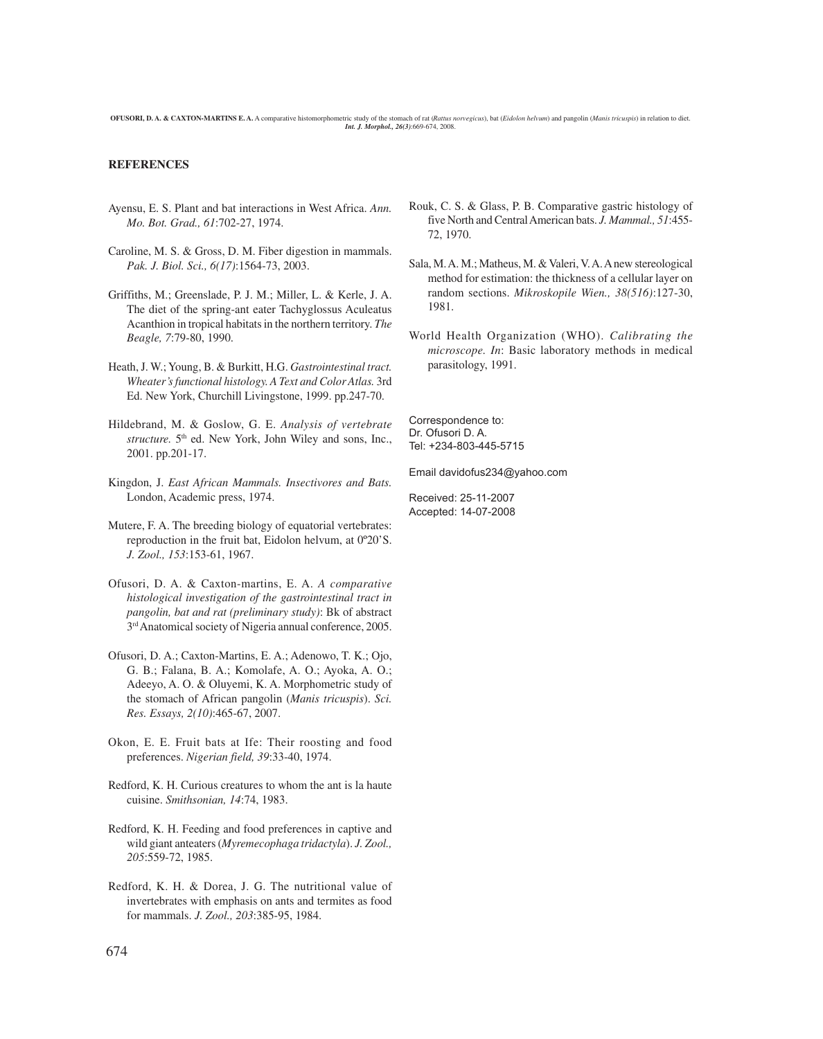## REFERENCES

Ayensu, E. S. Plant and bat interactions in West Africa. *Ann. Mo. Bot. Grad., 61*:702-27, 1974.

Caroline, M. S. & Gross, D. M. Fiber digestion in mammals. *Pak. J. Biol. Sci., 6(17)*:1564-73, 2003.

Griffiths, M.; Greenslade, P. J. M.; Miller, L. & Kerle, J. A. The diet of the spring-ant eater Tachyglossus Aculeatus Acanthion in tropical habitats in the northern territory. *The Beagle, 7*:79-80, 1990.

Heath, J. W.; Young, B. & Burkitt, H.G. *Gastrointestinal tract. Wheater's functional histology. A Text and Color Atlas.* 3rd Ed. New York, Churchill Livingstone, 1999. pp.247-70.

Hildebrand, M. & Goslow, G. E. *Analysis of vertebrate structure.* 5th ed. New York, John Wiley and sons, Inc., 2001. pp.201-17.

Kingdon, J. *East African Mammals. Insectivores and Bats.* London, Academic press, 1974.

Mutere, F. A. The breeding biology of equatorial vertebrates: reproduction in the fruit bat, Eidolon helvum, at 0º20'S. *J. Zool., 153*:153-61, 1967.

Ofusori, D. A. & Caxton-martins, E. A. *A comparative histological investigation of the gastrointestinal tract in pangolin, bat and rat (preliminary study)*: Bk of abstract 3rd Anatomical society of Nigeria annual conference, 2005.

Ofusori, D. A.; Caxton-Martins, E. A.; Adenowo, T. K.; Ojo, G. B.; Falana, B. A.; Komolafe, A. O.; Ayoka, A. O.; Adeeyo, A. O. & Oluyemi, K. A. Morphometric study of the stomach of African pangolin (*Manis tricuspis*). *Sci. Res. Essays, 2(10)*:465-67, 2007.

Okon, E. E. Fruit bats at Ife: Their roosting and food preferences. *Nigerian field, 39*:33-40, 1974.

Redford, K. H. Curious creatures to whom the ant is la haute cuisine. *Smithsonian, 14*:74, 1983.

Redford, K. H. Feeding and food preferences in captive and wild giant anteaters (*Myremecophaga tridactyla*). *J. Zool., 205*:559-72, 1985.

Redford, K. H. & Dorea, J. G. The nutritional value of invertebrates with emphasis on ants and termites as food for mammals. *J. Zool., 203*:385-95, 1984.

Rouk, C. S. & Glass, P. B. Comparative gastric histology of five North and Central American bats. *J. Mammal., 51*:455-72, 1970.

Sala, M. A. M.; Matheus, M. & Valeri, V. A. A new stereological method for estimation: the thickness of a cellular layer on random sections. *Mikroskopile Wien., 38(516)*:127-30, 1981.

World Health Organization (WHO). *Calibrating the microscope. In*: Basic laboratory methods in medical parasitology, 1991.

Correspondence to:
Dr. Ofusori D. A.
Tel: +234-803-445-5715

Email davidofus234@yahoo.com

Received: 25-11-2007
Accepted: 14-07-2008